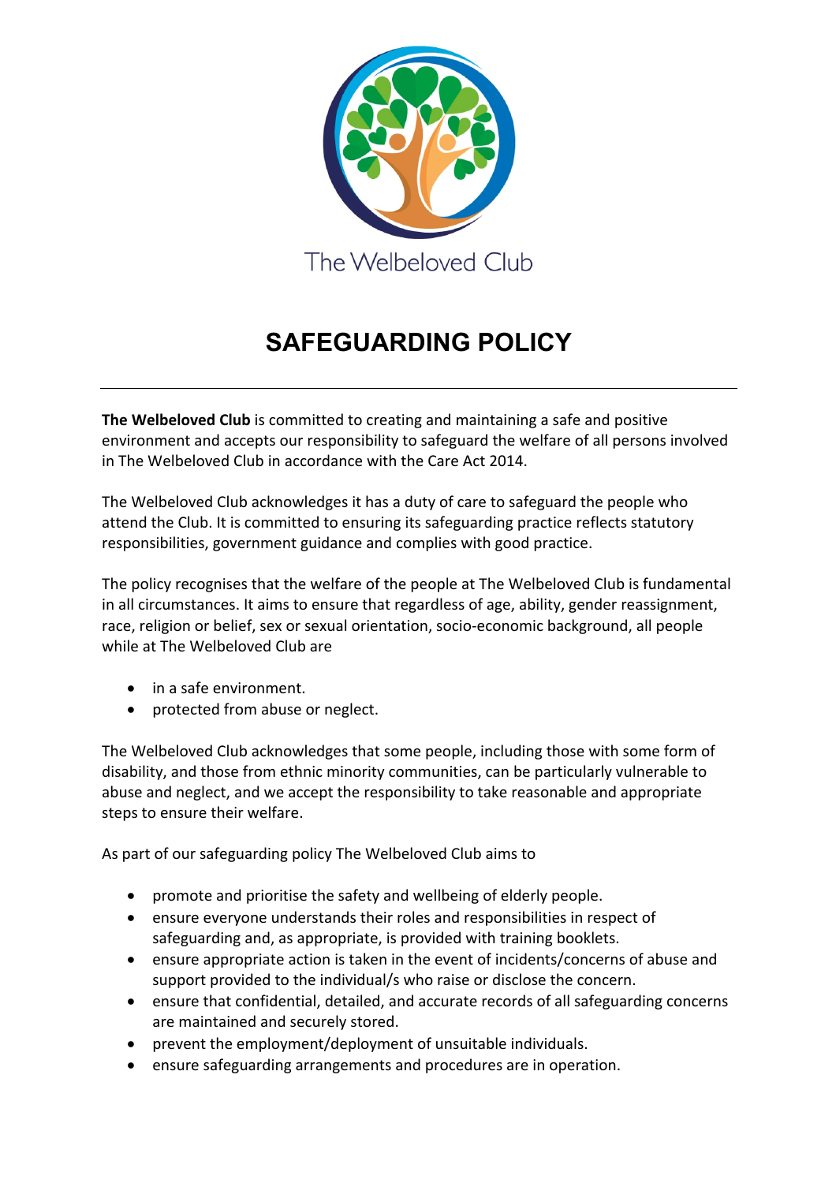The Welbeloved Club

# SAFEGUARDING POLICY

---

**The Welbeloved Club** is committed to creating and maintaining a safe and positive environment and accepts our responsibility to safeguard the welfare of all persons involved in The Welbeloved Club in accordance with the Care Act 2014.

The Welbeloved Club acknowledges it has a duty of care to safeguard the people who attend the Club. It is committed to ensuring its safeguarding practice reflects statutory responsibilities, government guidance and complies with good practice.

The policy recognises that the welfare of the people at The Welbeloved Club is fundamental in all circumstances. It aims to ensure that regardless of age, ability, gender reassignment, race, religion or belief, sex or sexual orientation, socio-economic background, all people while at The Welbeloved Club are

- in a safe environment.
- protected from abuse or neglect.

The Welbeloved Club acknowledges that some people, including those with some form of disability, and those from ethnic minority communities, can be particularly vulnerable to abuse and neglect, and we accept the responsibility to take reasonable and appropriate steps to ensure their welfare.

As part of our safeguarding policy The Welbeloved Club aims to

- promote and prioritise the safety and wellbeing of elderly people.
- ensure everyone understands their roles and responsibilities in respect of safeguarding and, as appropriate, is provided with training booklets.
- ensure appropriate action is taken in the event of incidents/concerns of abuse and support provided to the individual/s who raise or disclose the concern.
- ensure that confidential, detailed, and accurate records of all safeguarding concerns are maintained and securely stored.
- prevent the employment/deployment of unsuitable individuals.
- ensure safeguarding arrangements and procedures are in operation.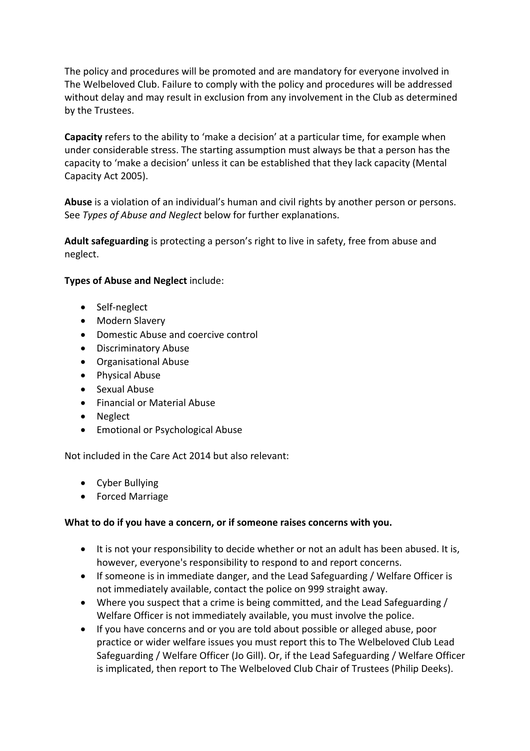The policy and procedures will be promoted and are mandatory for everyone involved in The Welbeloved Club. Failure to comply with the policy and procedures will be addressed without delay and may result in exclusion from any involvement in the Club as determined by the Trustees.

**Capacity** refers to the ability to 'make a decision' at a particular time, for example when under considerable stress. The starting assumption must always be that a person has the capacity to 'make a decision' unless it can be established that they lack capacity (Mental Capacity Act 2005).

**Abuse** is a violation of an individual's human and civil rights by another person or persons. See *Types of Abuse and Neglect* below for further explanations.

**Adult safeguarding** is protecting a person's right to live in safety, free from abuse and neglect.

**Types of Abuse and Neglect** include:

- Self-neglect
- Modern Slavery
- Domestic Abuse and coercive control
- Discriminatory Abuse
- Organisational Abuse
- Physical Abuse
- Sexual Abuse
- Financial or Material Abuse
- Neglect
- Emotional or Psychological Abuse

Not included in the Care Act 2014 but also relevant:

- Cyber Bullying
- Forced Marriage

**What to do if you have a concern, or if someone raises concerns with you.**

- It is not your responsibility to decide whether or not an adult has been abused. It is, however, everyone's responsibility to respond to and report concerns.
- If someone is in immediate danger, and the Lead Safeguarding / Welfare Officer is not immediately available, contact the police on 999 straight away.
- Where you suspect that a crime is being committed, and the Lead Safeguarding / Welfare Officer is not immediately available, you must involve the police.
- If you have concerns and or you are told about possible or alleged abuse, poor practice or wider welfare issues you must report this to The Welbeloved Club Lead Safeguarding / Welfare Officer (Jo Gill). Or, if the Lead Safeguarding / Welfare Officer is implicated, then report to The Welbeloved Club Chair of Trustees (Philip Deeks).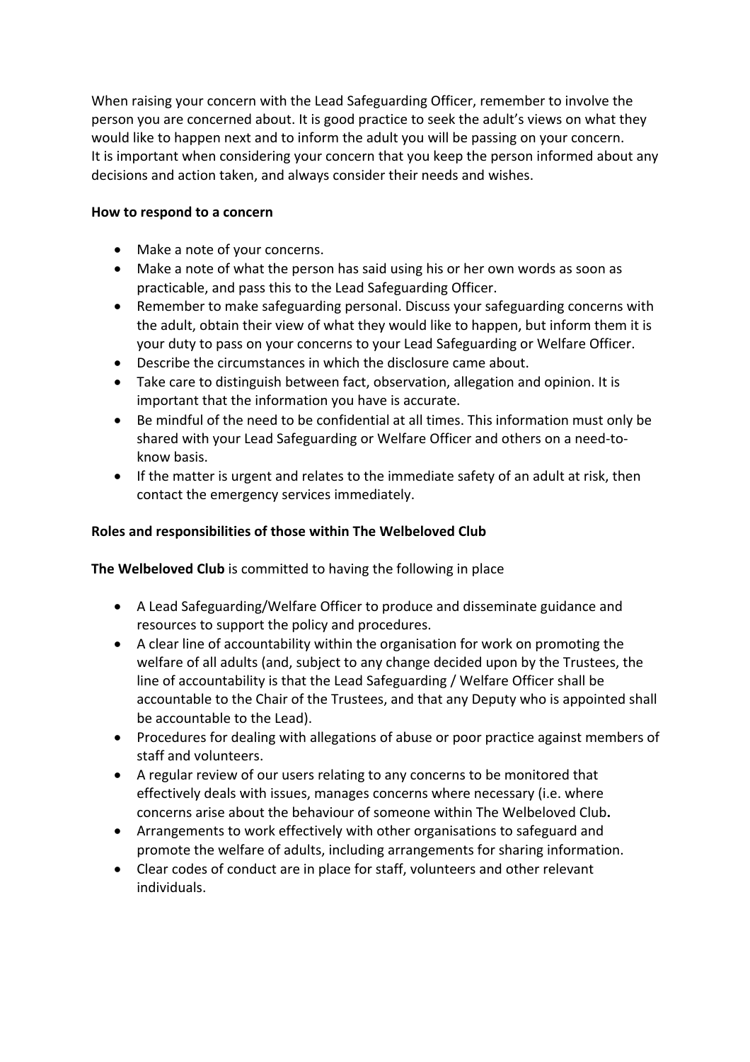When raising your concern with the Lead Safeguarding Officer, remember to involve the person you are concerned about. It is good practice to seek the adult's views on what they would like to happen next and to inform the adult you will be passing on your concern.
It is important when considering your concern that you keep the person informed about any decisions and action taken, and always consider their needs and wishes.

**How to respond to a concern**

- Make a note of your concerns.
- Make a note of what the person has said using his or her own words as soon as practicable, and pass this to the Lead Safeguarding Officer.
- Remember to make safeguarding personal. Discuss your safeguarding concerns with the adult, obtain their view of what they would like to happen, but inform them it is your duty to pass on your concerns to your Lead Safeguarding or Welfare Officer.
- Describe the circumstances in which the disclosure came about.
- Take care to distinguish between fact, observation, allegation and opinion. It is important that the information you have is accurate.
- Be mindful of the need to be confidential at all times. This information must only be shared with your Lead Safeguarding or Welfare Officer and others on a need-to-know basis.
- If the matter is urgent and relates to the immediate safety of an adult at risk, then contact the emergency services immediately.

**Roles and responsibilities of those within The Welbeloved Club**

**The Welbeloved Club** is committed to having the following in place

- A Lead Safeguarding/Welfare Officer to produce and disseminate guidance and resources to support the policy and procedures.
- A clear line of accountability within the organisation for work on promoting the welfare of all adults (and, subject to any change decided upon by the Trustees, the line of accountability is that the Lead Safeguarding / Welfare Officer shall be accountable to the Chair of the Trustees, and that any Deputy who is appointed shall be accountable to the Lead).
- Procedures for dealing with allegations of abuse or poor practice against members of staff and volunteers.
- A regular review of our users relating to any concerns to be monitored that effectively deals with issues, manages concerns where necessary (i.e. where concerns arise about the behaviour of someone within The Welbeloved Club**.**
- Arrangements to work effectively with other organisations to safeguard and promote the welfare of adults, including arrangements for sharing information.
- Clear codes of conduct are in place for staff, volunteers and other relevant individuals.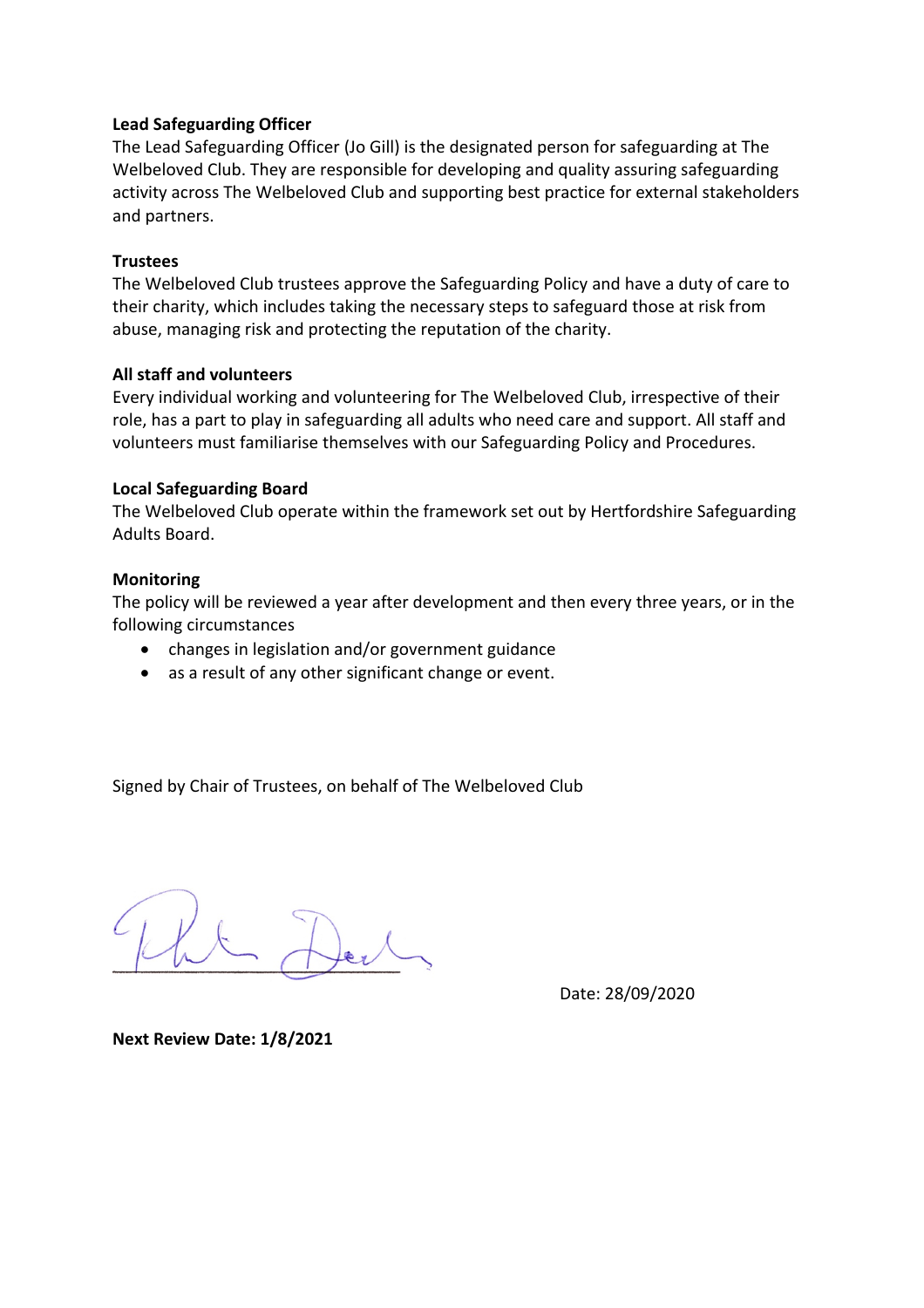**Lead Safeguarding Officer**

The Lead Safeguarding Officer (Jo Gill) is the designated person for safeguarding at The Welbeloved Club. They are responsible for developing and quality assuring safeguarding activity across The Welbeloved Club and supporting best practice for external stakeholders and partners.

**Trustees**

The Welbeloved Club trustees approve the Safeguarding Policy and have a duty of care to their charity, which includes taking the necessary steps to safeguard those at risk from abuse, managing risk and protecting the reputation of the charity.

**All staff and volunteers**

Every individual working and volunteering for The Welbeloved Club, irrespective of their role, has a part to play in safeguarding all adults who need care and support. All staff and volunteers must familiarise themselves with our Safeguarding Policy and Procedures.

**Local Safeguarding Board**

The Welbeloved Club operate within the framework set out by Hertfordshire Safeguarding Adults Board.

**Monitoring**

The policy will be reviewed a year after development and then every three years, or in the following circumstances

- changes in legislation and/or government guidance
- as a result of any other significant change or event.

Signed by Chair of Trustees, on behalf of The Welbeloved Club

\_\_\_\_\_\_\_\_\_\_\_\_\_\_\_\_\_\_\_\_\_\_\_\_\_\_\_\_\_\_\_\_ Date: 28/09/2020

**Next Review Date: 1/8/2021**